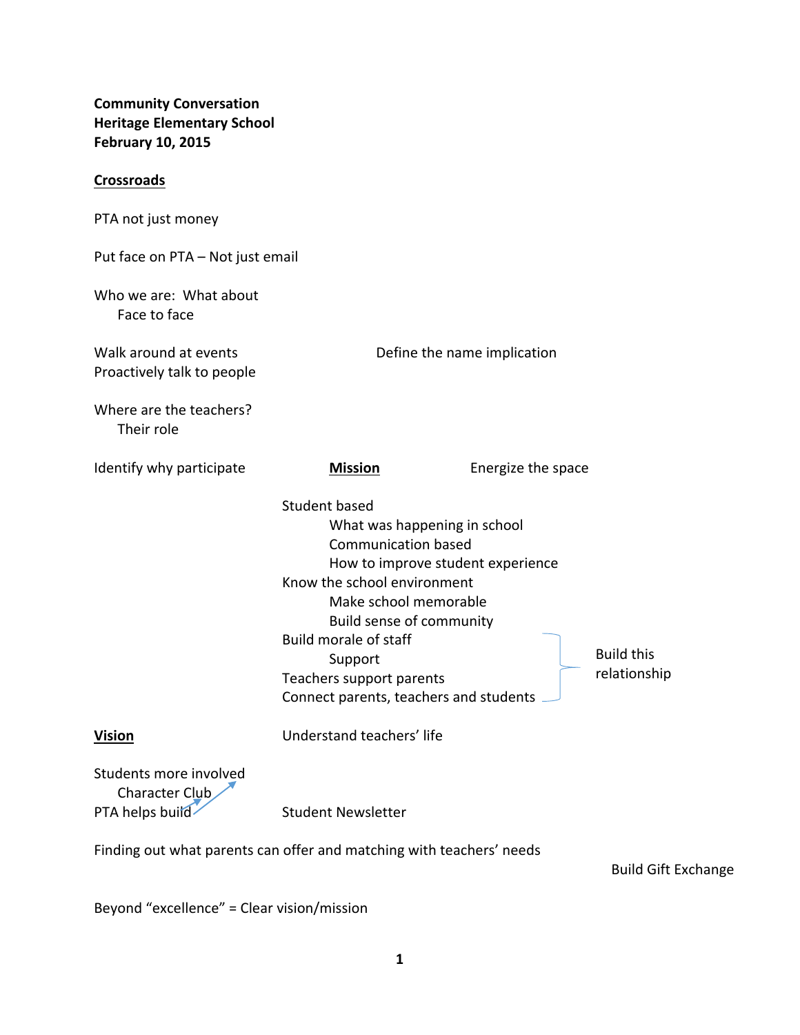**Community Conversation**
**Heritage Elementary School**
**February 10, 2015**

<u>**Crossroads**</u>

PTA not just money

Put face on PTA – Not just email

Who we are: What about
  Face to face

Walk around at events
Proactively talk to people

Define the name implication

Where are the teachers?
  Their role

Identify why participate

<u>**Mission**</u>

Energize the space

Student based
- What was happening in school
- Communication based
- How to improve student experience

Know the school environment
- Make school memorable
- Build sense of community

Build morale of staff
- Support

Teachers support parents
Connect parents, teachers and students

(Build morale of staff / Teachers support parents / Connect parents, teachers and students → Build this relationship)

<u>**Vision**</u>

Understand teachers' life

Students more involved
  Character Club
PTA helps build

Student Newsletter

Finding out what parents can offer and matching with teachers' needs

Build Gift Exchange

Beyond "excellence" = Clear vision/mission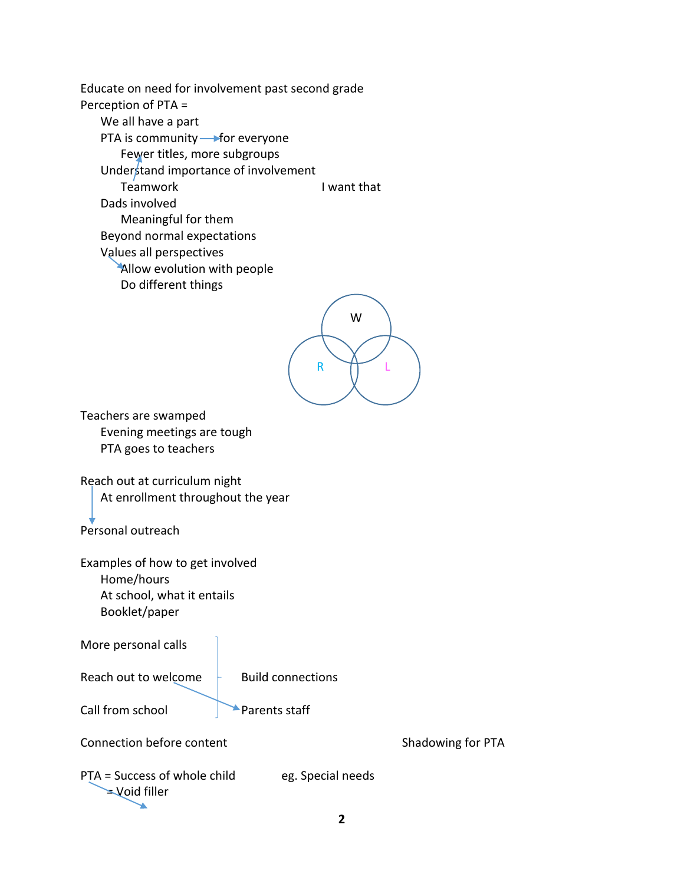Educate on need for involvement past second grade

Perception of PTA =

- We all have a part
- PTA is community → for everyone
  - Fewer titles, more subgroups
- Understand importance of involvement
  - Teamwork

I want that

- Dads involved
  - Meaningful for them
- Beyond normal expectations
- Values all perspectives
  - Allow evolution with people
  - Do different things

W

R L

Teachers are swamped

- Evening meetings are tough
- PTA goes to teachers

Reach out at curriculum night

- At enrollment throughout the year

Personal outreach

Examples of how to get involved

- Home/hours
- At school, what it entails
- Booklet/paper

More personal calls

Reach out to welcome

Call from school

Build connections

Parents staff

Connection before content

Shadowing for PTA

PTA = Success of whole child

= Void filler

eg. Special needs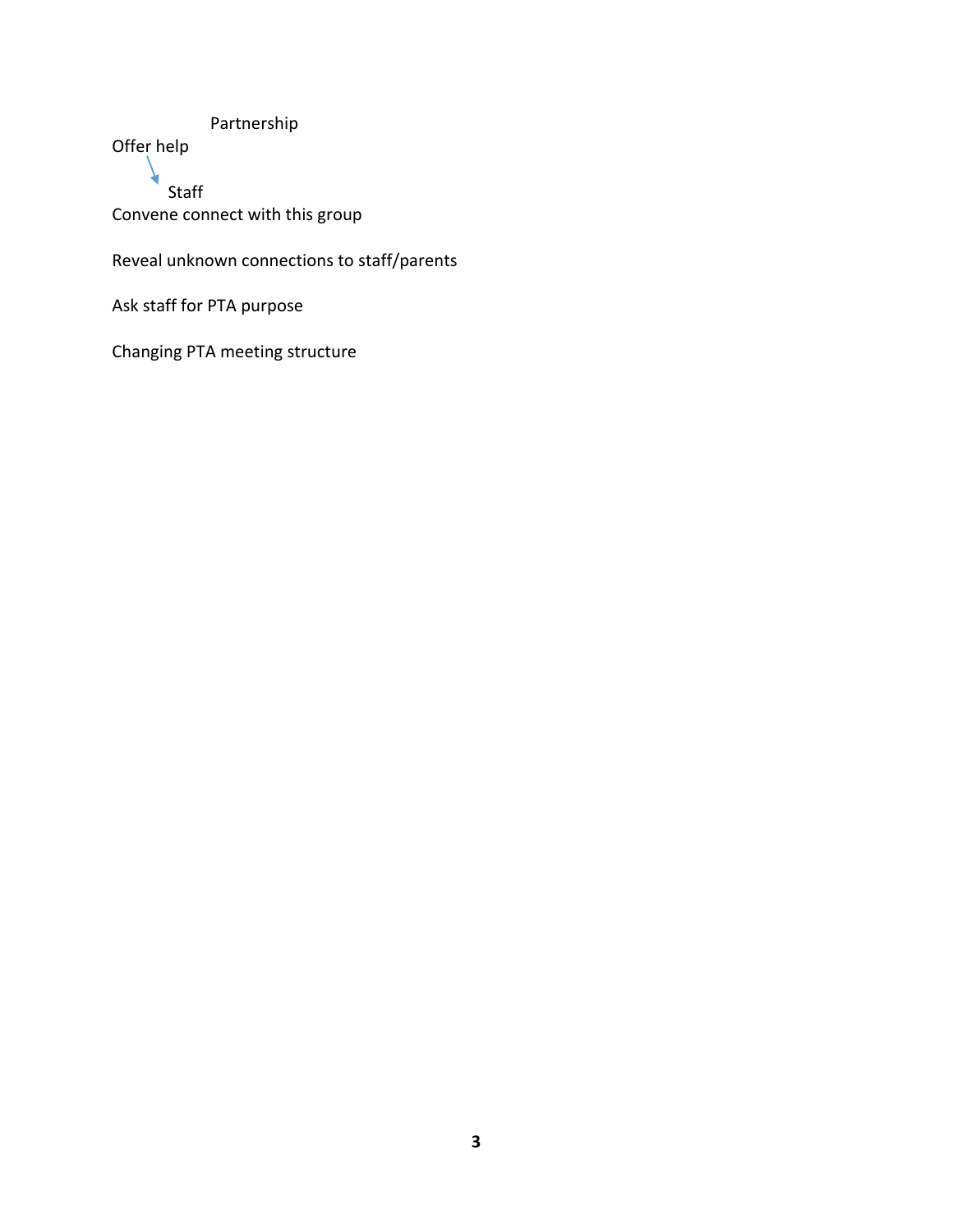Partnership

Offer help

Staff

Convene connect with this group

Reveal unknown connections to staff/parents

Ask staff for PTA purpose

Changing PTA meeting structure